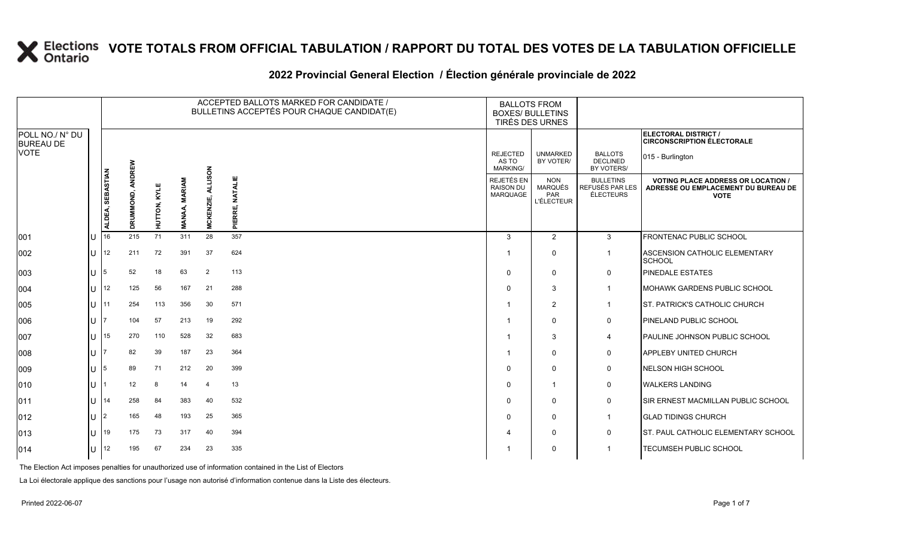# VOTE TOTALS FROM OFFICIAL TABULATION / RAPPORT DU TOTAL DES VOTES DE LA TABULATION OFFICIELLE

## 2022 Provincial General Election / Élection générale provinciale de 2022

ELECTORAL DISTRICT / CIRCONSCRIPTION ÉLECTORALE: 015 - Burlington

| POLL NO./ N° DU BUREAU DE VOTE | | ACCEPTED BALLOTS MARKED FOR CANDIDATE / BULLETINS ACCEPTÉS POUR CHAQUE CANDIDAT(E) | | | | | | BALLOTS FROM BOXES/ BULLETINS TIRÉS DES URNES | | | |
|---|---|---|---|---|---|---|---|---|---|---|---|
| | | ALDEA, SEBASTIAN | DRUMMOND, ANDREW | HUTTON, KYLE | MANAA, MARIAM | MCKENZIE, ALLISON | PIERRE, NATALIE | REJECTED AS TO MARKING/ REJETÉS EN RAISON DU MARQUAGE | UNMARKED BY VOTER/ NON MARQUÉS PAR L'ÉLECTEUR | BALLOTS DECLINED BY VOTERS/ BULLETINS REFUSÉS PAR LES ÉLECTEURS | VOTING PLACE ADDRESS OR LOCATION / ADRESSE OU EMPLACEMENT DU BUREAU DE VOTE |
| 001 | U | 16 | 215 | 71 | 311 | 28 | 357 | 3 | 2 | 3 | FRONTENAC PUBLIC SCHOOL |
| 002 | U | 12 | 211 | 72 | 391 | 37 | 624 | 1 | 0 | 1 | ASCENSION CATHOLIC ELEMENTARY SCHOOL |
| 003 | U | 5 | 52 | 18 | 63 | 2 | 113 | 0 | 0 | 0 | PINEDALE ESTATES |
| 004 | U | 12 | 125 | 56 | 167 | 21 | 288 | 0 | 3 | 1 | MOHAWK GARDENS PUBLIC SCHOOL |
| 005 | U | 11 | 254 | 113 | 356 | 30 | 571 | 1 | 2 | 1 | ST. PATRICK'S CATHOLIC CHURCH |
| 006 | U | 7 | 104 | 57 | 213 | 19 | 292 | 1 | 0 | 0 | PINELAND PUBLIC SCHOOL |
| 007 | U | 15 | 270 | 110 | 528 | 32 | 683 | 1 | 3 | 4 | PAULINE JOHNSON PUBLIC SCHOOL |
| 008 | U | 7 | 82 | 39 | 187 | 23 | 364 | 1 | 0 | 0 | APPLEBY UNITED CHURCH |
| 009 | U | 5 | 89 | 71 | 212 | 20 | 399 | 0 | 0 | 0 | NELSON HIGH SCHOOL |
| 010 | U | 1 | 12 | 8 | 14 | 4 | 13 | 0 | 1 | 0 | WALKERS LANDING |
| 011 | U | 14 | 258 | 84 | 383 | 40 | 532 | 0 | 0 | 0 | SIR ERNEST MACMILLAN PUBLIC SCHOOL |
| 012 | U | 2 | 165 | 48 | 193 | 25 | 365 | 0 | 0 | 1 | GLAD TIDINGS CHURCH |
| 013 | U | 19 | 175 | 73 | 317 | 40 | 394 | 4 | 0 | 0 | ST. PAUL CATHOLIC ELEMENTARY SCHOOL |
| 014 | U | 12 | 195 | 67 | 234 | 23 | 335 | 1 | 0 | 1 | TECUMSEH PUBLIC SCHOOL |

The Election Act imposes penalties for unauthorized use of information contained in the List of Electors

La Loi électorale applique des sanctions pour l'usage non autorisé d'information contenue dans la Liste des électeurs.

Printed 2022-06-07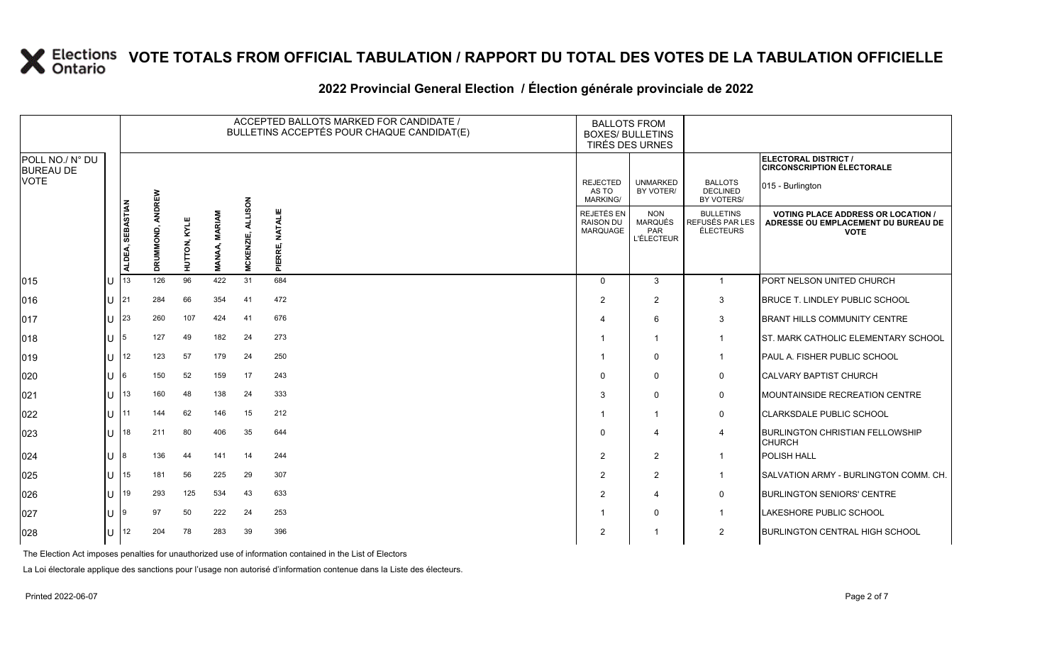# VOTE TOTALS FROM OFFICIAL TABULATION / RAPPORT DU TOTAL DES VOTES DE LA TABULATION OFFICIELLE

## 2022 Provincial General Election / Élection générale provinciale de 2022

ELECTORAL DISTRICT / CIRCONSCRIPTION ÉLECTORALE: 015 - Burlington

| POLL NO./ N° DU BUREAU DE VOTE | | ACCEPTED BALLOTS MARKED FOR CANDIDATE / BULLETINS ACCEPTÉS POUR CHAQUE CANDIDAT(E) | | | | | | BALLOTS FROM BOXES/ BULLETINS TIRÉS DES URNES | | | |
|---|---|---|---|---|---|---|---|---|---|---|---|
| | | ALDEA, SEBASTIAN | DRUMMOND, ANDREW | HUTTON, KYLE | MANAA, MARIAM | MCKENZIE, ALLISON | PIERRE, NATALIE | REJECTED AS TO MARKING/ REJETÉS EN RAISON DU MARQUAGE | UNMARKED BY VOTER/ NON MARQUÉS PAR L'ÉLECTEUR | BALLOTS DECLINED BY VOTERS/ BULLETINS REFUSÉS PAR LES ÉLECTEURS | VOTING PLACE ADDRESS OR LOCATION / ADRESSE OU EMPLACEMENT DU BUREAU DE VOTE |
| 015 | U | 13 | 126 | 96 | 422 | 31 | 684 | 0 | 3 | 1 | PORT NELSON UNITED CHURCH |
| 016 | U | 21 | 284 | 66 | 354 | 41 | 472 | 2 | 2 | 3 | BRUCE T. LINDLEY PUBLIC SCHOOL |
| 017 | U | 23 | 260 | 107 | 424 | 41 | 676 | 4 | 6 | 3 | BRANT HILLS COMMUNITY CENTRE |
| 018 | U | 5 | 127 | 49 | 182 | 24 | 273 | 1 | 1 | 1 | ST. MARK CATHOLIC ELEMENTARY SCHOOL |
| 019 | U | 12 | 123 | 57 | 179 | 24 | 250 | 1 | 0 | 1 | PAUL A. FISHER PUBLIC SCHOOL |
| 020 | U | 6 | 150 | 52 | 159 | 17 | 243 | 0 | 0 | 0 | CALVARY BAPTIST CHURCH |
| 021 | U | 13 | 160 | 48 | 138 | 24 | 333 | 3 | 0 | 0 | MOUNTAINSIDE RECREATION CENTRE |
| 022 | U | 11 | 144 | 62 | 146 | 15 | 212 | 1 | 1 | 0 | CLARKSDALE PUBLIC SCHOOL |
| 023 | U | 18 | 211 | 80 | 406 | 35 | 644 | 0 | 4 | 4 | BURLINGTON CHRISTIAN FELLOWSHIP CHURCH |
| 024 | U | 8 | 136 | 44 | 141 | 14 | 244 | 2 | 2 | 1 | POLISH HALL |
| 025 | U | 15 | 181 | 56 | 225 | 29 | 307 | 2 | 2 | 1 | SALVATION ARMY - BURLINGTON COMM. CH. |
| 026 | U | 19 | 293 | 125 | 534 | 43 | 633 | 2 | 4 | 0 | BURLINGTON SENIORS' CENTRE |
| 027 | U | 9 | 97 | 50 | 222 | 24 | 253 | 1 | 0 | 1 | LAKESHORE PUBLIC SCHOOL |
| 028 | U | 12 | 204 | 78 | 283 | 39 | 396 | 2 | 1 | 2 | BURLINGTON CENTRAL HIGH SCHOOL |

The Election Act imposes penalties for unauthorized use of information contained in the List of Electors

La Loi électorale applique des sanctions pour l'usage non autorisé d'information contenue dans la Liste des électeurs.

Printed 2022-06-07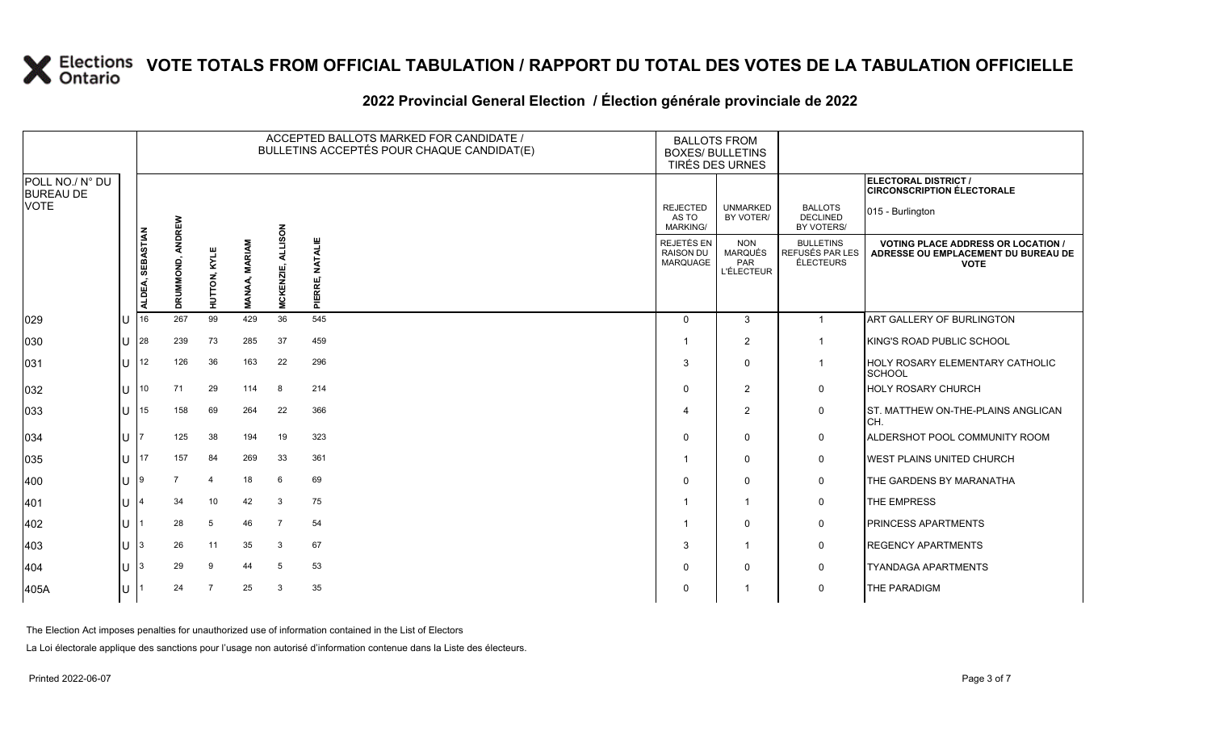# VOTE TOTALS FROM OFFICIAL TABULATION / RAPPORT DU TOTAL DES VOTES DE LA TABULATION OFFICIELLE

## 2022 Provincial General Election / Élection générale provinciale de 2022

ELECTORAL DISTRICT / CIRCONSCRIPTION ÉLECTORALE: 015 - Burlington

| POLL NO./ N° DU BUREAU DE VOTE | | ACCEPTED BALLOTS MARKED FOR CANDIDATE / BULLETINS ACCEPTÉS POUR CHAQUE CANDIDAT(E) | | | | | | BALLOTS FROM BOXES/ BULLETINS TIRÉS DES URNES | | | |
|---|---|---|---|---|---|---|---|---|---|---|---|
| | | ALDEA, SEBASTIAN | DRUMMOND, ANDREW | HUTTON, KYLE | MANAA, MARIAM | MCKENZIE, ALLISON | PIERRE, NATALIE | REJECTED AS TO MARKING/ REJETÉS EN RAISON DU MARQUAGE | UNMARKED BY VOTER/ NON MARQUÉS PAR L'ÉLECTEUR | BALLOTS DECLINED BY VOTERS/ BULLETINS REFUSÉS PAR LES ÉLECTEURS | VOTING PLACE ADDRESS OR LOCATION / ADRESSE OU EMPLACEMENT DU BUREAU DE VOTE |
| 029 | U | 16 | 267 | 99 | 429 | 36 | 545 | 0 | 3 | 1 | ART GALLERY OF BURLINGTON |
| 030 | U | 28 | 239 | 73 | 285 | 37 | 459 | 1 | 2 | 1 | KING'S ROAD PUBLIC SCHOOL |
| 031 | U | 12 | 126 | 36 | 163 | 22 | 296 | 3 | 0 | 1 | HOLY ROSARY ELEMENTARY CATHOLIC SCHOOL |
| 032 | U | 10 | 71 | 29 | 114 | 8 | 214 | 0 | 2 | 0 | HOLY ROSARY CHURCH |
| 033 | U | 15 | 158 | 69 | 264 | 22 | 366 | 4 | 2 | 0 | ST. MATTHEW ON-THE-PLAINS ANGLICAN CH. |
| 034 | U | 7 | 125 | 38 | 194 | 19 | 323 | 0 | 0 | 0 | ALDERSHOT POOL COMMUNITY ROOM |
| 035 | U | 17 | 157 | 84 | 269 | 33 | 361 | 1 | 0 | 0 | WEST PLAINS UNITED CHURCH |
| 400 | U | 9 | 7 | 4 | 18 | 6 | 69 | 0 | 0 | 0 | THE GARDENS BY MARANATHA |
| 401 | U | 4 | 34 | 10 | 42 | 3 | 75 | 1 | 1 | 0 | THE EMPRESS |
| 402 | U | 1 | 28 | 5 | 46 | 7 | 54 | 1 | 0 | 0 | PRINCESS APARTMENTS |
| 403 | U | 3 | 26 | 11 | 35 | 3 | 67 | 3 | 1 | 0 | REGENCY APARTMENTS |
| 404 | U | 3 | 29 | 9 | 44 | 5 | 53 | 0 | 0 | 0 | TYANDAGA APARTMENTS |
| 405A | U | 1 | 24 | 7 | 25 | 3 | 35 | 0 | 1 | 0 | THE PARADIGM |

The Election Act imposes penalties for unauthorized use of information contained in the List of Electors

La Loi électorale applique des sanctions pour l'usage non autorisé d'information contenue dans la Liste des électeurs.

Printed 2022-06-07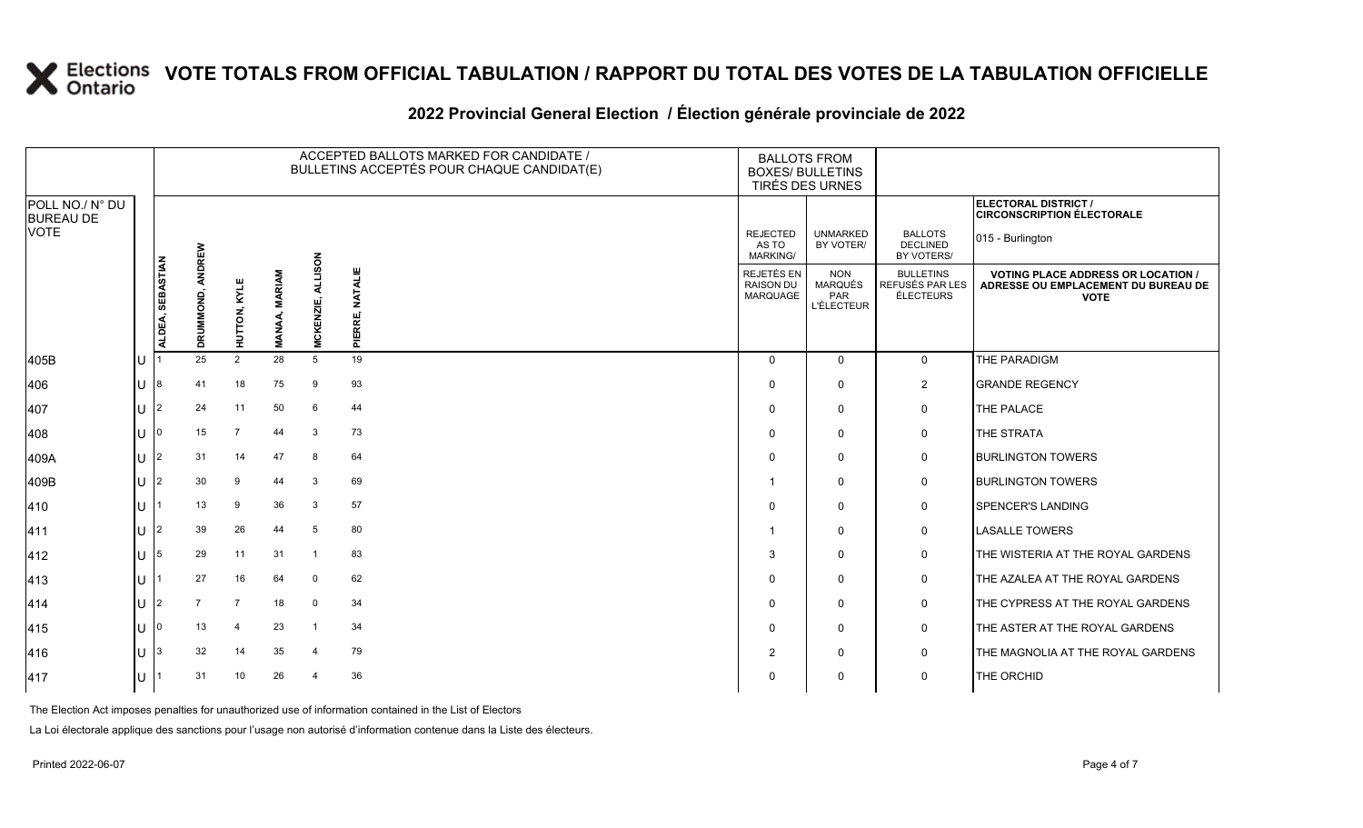# VOTE TOTALS FROM OFFICIAL TABULATION / RAPPORT DU TOTAL DES VOTES DE LA TABULATION OFFICIELLE

## 2022 Provincial General Election / Élection générale provinciale de 2022

ELECTORAL DISTRICT / CIRCONSCRIPTION ÉLECTORALE: 015 - Burlington

| POLL NO./ N° DU BUREAU DE VOTE | | ACCEPTED BALLOTS MARKED FOR CANDIDATE / BULLETINS ACCEPTÉS POUR CHAQUE CANDIDAT(E) | | | | | | BALLOTS FROM BOXES/ BULLETINS TIRÉS DES URNES | | | |
|---|---|---|---|---|---|---|---|---|---|---|---|
| | | ALDEA, SEBASTIAN | DRUMMOND, ANDREW | HUTTON, KYLE | MANAA, MARIAM | MCKENZIE, ALLISON | PIERRE, NATALIE | REJECTED AS TO MARKING/ REJETÉS EN RAISON DU MARQUAGE | UNMARKED BY VOTER/ NON MARQUÉS PAR L'ÉLECTEUR | BALLOTS DECLINED BY VOTERS/ BULLETINS REFUSÉS PAR LES ÉLECTEURS | VOTING PLACE ADDRESS OR LOCATION / ADRESSE OU EMPLACEMENT DU BUREAU DE VOTE |
| 405B | U | 1 | 25 | 2 | 28 | 5 | 19 | 0 | 0 | 0 | THE PARADIGM |
| 406 | U | 8 | 41 | 18 | 75 | 9 | 93 | 0 | 0 | 2 | GRANDE REGENCY |
| 407 | U | 2 | 24 | 11 | 50 | 6 | 44 | 0 | 0 | 0 | THE PALACE |
| 408 | U | 0 | 15 | 7 | 44 | 3 | 73 | 0 | 0 | 0 | THE STRATA |
| 409A | U | 2 | 31 | 14 | 47 | 8 | 64 | 0 | 0 | 0 | BURLINGTON TOWERS |
| 409B | U | 2 | 30 | 9 | 44 | 3 | 69 | 1 | 0 | 0 | BURLINGTON TOWERS |
| 410 | U | 1 | 13 | 9 | 36 | 3 | 57 | 0 | 0 | 0 | SPENCER'S LANDING |
| 411 | U | 2 | 39 | 26 | 44 | 5 | 80 | 1 | 0 | 0 | LASALLE TOWERS |
| 412 | U | 5 | 29 | 11 | 31 | 1 | 83 | 3 | 0 | 0 | THE WISTERIA AT THE ROYAL GARDENS |
| 413 | U | 1 | 27 | 16 | 64 | 0 | 62 | 0 | 0 | 0 | THE AZALEA AT THE ROYAL GARDENS |
| 414 | U | 2 | 7 | 7 | 18 | 0 | 34 | 0 | 0 | 0 | THE CYPRESS AT THE ROYAL GARDENS |
| 415 | U | 0 | 13 | 4 | 23 | 1 | 34 | 0 | 0 | 0 | THE ASTER AT THE ROYAL GARDENS |
| 416 | U | 3 | 32 | 14 | 35 | 4 | 79 | 2 | 0 | 0 | THE MAGNOLIA AT THE ROYAL GARDENS |
| 417 | U | 1 | 31 | 10 | 26 | 4 | 36 | 0 | 0 | 0 | THE ORCHID |

The Election Act imposes penalties for unauthorized use of information contained in the List of Electors

La Loi électorale applique des sanctions pour l'usage non autorisé d'information contenue dans la Liste des électeurs.

Printed 2022-06-07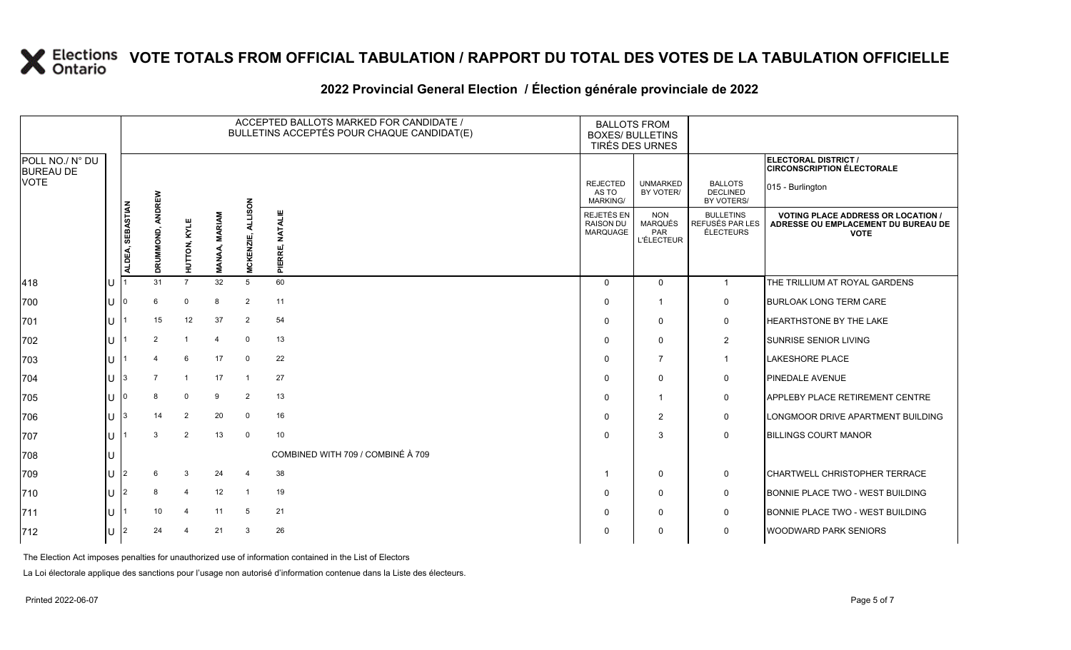# VOTE TOTALS FROM OFFICIAL TABULATION / RAPPORT DU TOTAL DES VOTES DE LA TABULATION OFFICIELLE

## 2022 Provincial General Election / Élection générale provinciale de 2022

ELECTORAL DISTRICT / CIRCONSCRIPTION ÉLECTORALE: 015 - Burlington

| POLL NO./ N° DU BUREAU DE VOTE | | ACCEPTED BALLOTS MARKED FOR CANDIDATE / BULLETINS ACCEPTÉS POUR CHAQUE CANDIDAT(E) | | | | | | BALLOTS FROM BOXES/ BULLETINS TIRÉS DES URNES | | | |
|---|---|---|---|---|---|---|---|---|---|---|---|
| | | ALDEA, SEBASTIAN | DRUMMOND, ANDREW | HUTTON, KYLE | MANAA, MARIAM | MCKENZIE, ALLISON | PIERRE, NATALIE | REJECTED AS TO MARKING/ REJETÉS EN RAISON DU MARQUAGE | UNMARKED BY VOTER/ NON MARQUÉS PAR L'ÉLECTEUR | BALLOTS DECLINED BY VOTERS/ BULLETINS REFUSÉS PAR LES ÉLECTEURS | VOTING PLACE ADDRESS OR LOCATION / ADRESSE OU EMPLACEMENT DU BUREAU DE VOTE |
| 418 | U | 1 | 31 | 7 | 32 | 5 | 60 | 0 | 0 | 1 | THE TRILLIUM AT ROYAL GARDENS |
| 700 | U | 0 | 6 | 0 | 8 | 2 | 11 | 0 | 1 | 0 | BURLOAK LONG TERM CARE |
| 701 | U | 1 | 15 | 12 | 37 | 2 | 54 | 0 | 0 | 0 | HEARTHSTONE BY THE LAKE |
| 702 | U | 1 | 2 | 1 | 4 | 0 | 13 | 0 | 0 | 2 | SUNRISE SENIOR LIVING |
| 703 | U | 1 | 4 | 6 | 17 | 0 | 22 | 0 | 7 | 1 | LAKESHORE PLACE |
| 704 | U | 3 | 7 | 1 | 17 | 1 | 27 | 0 | 0 | 0 | PINEDALE AVENUE |
| 705 | U | 0 | 8 | 0 | 9 | 2 | 13 | 0 | 1 | 0 | APPLEBY PLACE RETIREMENT CENTRE |
| 706 | U | 3 | 14 | 2 | 20 | 0 | 16 | 0 | 2 | 0 | LONGMOOR DRIVE APARTMENT BUILDING |
| 707 | U | 1 | 3 | 2 | 13 | 0 | 10 | 0 | 3 | 0 | BILLINGS COURT MANOR |
| 708 | U | COMBINED WITH 709 / COMBINÉ À 709 | | | | | | | | | |
| 709 | U | 2 | 6 | 3 | 24 | 4 | 38 | 1 | 0 | 0 | CHARTWELL CHRISTOPHER TERRACE |
| 710 | U | 2 | 8 | 4 | 12 | 1 | 19 | 0 | 0 | 0 | BONNIE PLACE TWO - WEST BUILDING |
| 711 | U | 1 | 10 | 4 | 11 | 5 | 21 | 0 | 0 | 0 | BONNIE PLACE TWO - WEST BUILDING |
| 712 | U | 2 | 24 | 4 | 21 | 3 | 26 | 0 | 0 | 0 | WOODWARD PARK SENIORS |

The Election Act imposes penalties for unauthorized use of information contained in the List of Electors

La Loi électorale applique des sanctions pour l'usage non autorisé d'information contenue dans la Liste des électeurs.

Printed 2022-06-07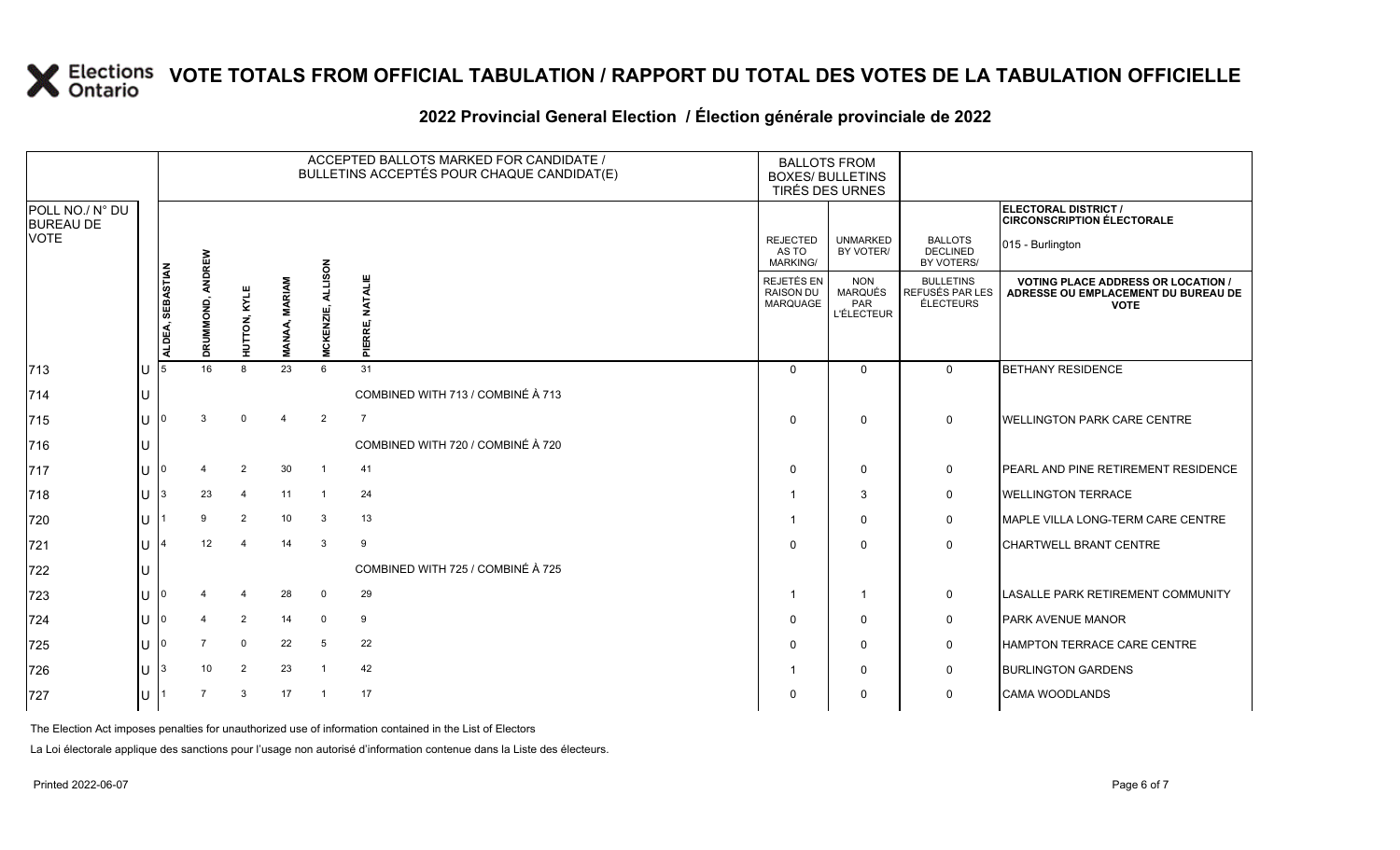# VOTE TOTALS FROM OFFICIAL TABULATION / RAPPORT DU TOTAL DES VOTES DE LA TABULATION OFFICIELLE

## 2022 Provincial General Election / Élection générale provinciale de 2022

ELECTORAL DISTRICT / CIRCONSCRIPTION ÉLECTORALE: 015 - Burlington

| POLL NO./ N° DU BUREAU DE VOTE | | ACCEPTED BALLOTS MARKED FOR CANDIDATE / BULLETINS ACCEPTÉS POUR CHAQUE CANDIDAT(E) | | | | | | BALLOTS FROM BOXES/ BULLETINS TIRÉS DES URNES | | | |
|---|---|---|---|---|---|---|---|---|---|---|---|
| | | ALDEA, SEBASTIAN | DRUMMOND, ANDREW | HUTTON, KYLE | MANAA, MARIAM | MCKENZIE, ALLISON | PIERRE, NATALIE | REJECTED AS TO MARKING/ REJETÉS EN RAISON DU MARQUAGE | UNMARKED BY VOTER/ NON MARQUÉS PAR L'ÉLECTEUR | BALLOTS DECLINED BY VOTERS/ BULLETINS REFUSÉS PAR LES ÉLECTEURS | VOTING PLACE ADDRESS OR LOCATION / ADRESSE OU EMPLACEMENT DU BUREAU DE VOTE |
| 713 | U | 5 | 16 | 8 | 23 | 6 | 31 | 0 | 0 | 0 | BETHANY RESIDENCE |
| 714 | U | COMBINED WITH 713 / COMBINÉ À 713 | | | | | | | | | |
| 715 | U | 0 | 3 | 0 | 4 | 2 | 7 | 0 | 0 | 0 | WELLINGTON PARK CARE CENTRE |
| 716 | U | COMBINED WITH 720 / COMBINÉ À 720 | | | | | | | | | |
| 717 | U | 0 | 4 | 2 | 30 | 1 | 41 | 0 | 0 | 0 | PEARL AND PINE RETIREMENT RESIDENCE |
| 718 | U | 3 | 23 | 4 | 11 | 1 | 24 | 1 | 3 | 0 | WELLINGTON TERRACE |
| 720 | U | 1 | 9 | 2 | 10 | 3 | 13 | 1 | 0 | 0 | MAPLE VILLA LONG-TERM CARE CENTRE |
| 721 | U | 4 | 12 | 4 | 14 | 3 | 9 | 0 | 0 | 0 | CHARTWELL BRANT CENTRE |
| 722 | U | COMBINED WITH 725 / COMBINÉ À 725 | | | | | | | | | |
| 723 | U | 0 | 4 | 4 | 28 | 0 | 29 | 1 | 1 | 0 | LASALLE PARK RETIREMENT COMMUNITY |
| 724 | U | 0 | 4 | 2 | 14 | 0 | 9 | 0 | 0 | 0 | PARK AVENUE MANOR |
| 725 | U | 0 | 7 | 0 | 22 | 5 | 22 | 0 | 0 | 0 | HAMPTON TERRACE CARE CENTRE |
| 726 | U | 3 | 10 | 2 | 23 | 1 | 42 | 1 | 0 | 0 | BURLINGTON GARDENS |
| 727 | U | 1 | 7 | 3 | 17 | 1 | 17 | 0 | 0 | 0 | CAMA WOODLANDS |

The Election Act imposes penalties for unauthorized use of information contained in the List of Electors

La Loi électorale applique des sanctions pour l'usage non autorisé d'information contenue dans la Liste des électeurs.

Printed 2022-06-07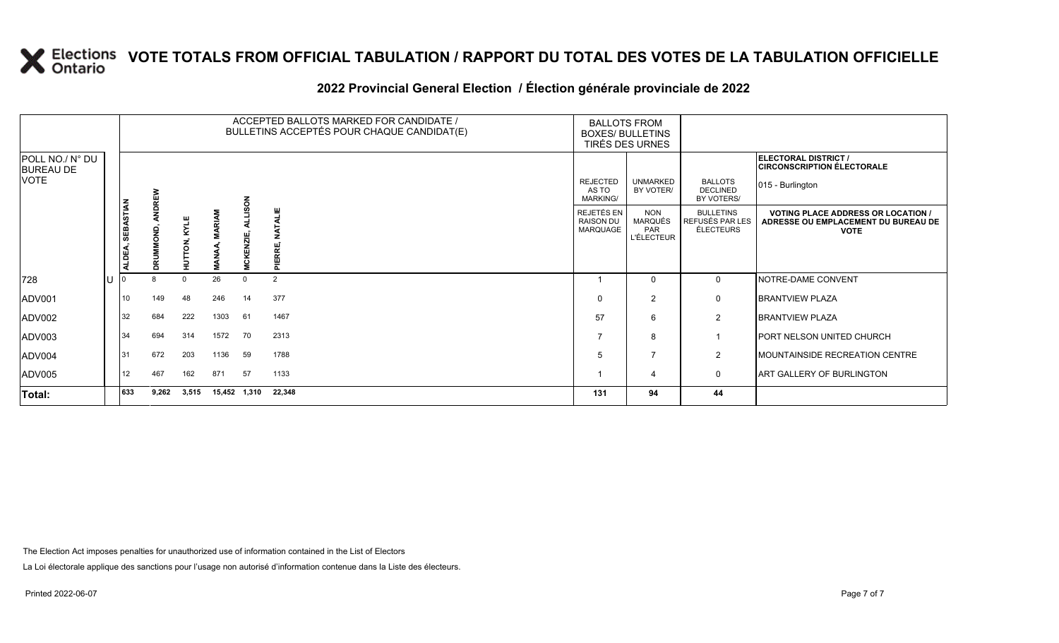# VOTE TOTALS FROM OFFICIAL TABULATION / RAPPORT DU TOTAL DES VOTES DE LA TABULATION OFFICIELLE

## 2022 Provincial General Election / Élection générale provinciale de 2022

| POLL NO./ N° DU BUREAU DE VOTE | | ACCEPTED BALLOTS MARKED FOR CANDIDATE / BULLETINS ACCEPTÉS POUR CHAQUE CANDIDAT(E) | | | | | | BALLOTS FROM BOXES/ BULLETINS TIRÉS DES URNES | | | ELECTORAL DISTRICT / CIRCONSCRIPTION ÉLECTORALE 015 - Burlington |
|---|---|---|---|---|---|---|---|---|---|---|---|
| | | ALDEA, SEBASTIAN | DRUMMOND, ANDREW | HUTTON, KYLE | MANAA, MARIAM | MCKENZIE, ALLISON | PIERRE, NATALIE | REJECTED AS TO MARKING/ REJETÉS EN RAISON DU MARQUAGE | UNMARKED BY VOTER/ NON MARQUÉS PAR L'ÉLECTEUR | BALLOTS DECLINED BY VOTERS/ BULLETINS REFUSÉS PAR LES ÉLECTEURS | VOTING PLACE ADDRESS OR LOCATION / ADRESSE OU EMPLACEMENT DU BUREAU DE VOTE |
| 728 | U | 0 | 8 | 0 | 26 | 0 | 2 | 1 | 0 | 0 | NOTRE-DAME CONVENT |
| ADV001 | | 10 | 149 | 48 | 246 | 14 | 377 | 0 | 2 | 0 | BRANTVIEW PLAZA |
| ADV002 | | 32 | 684 | 222 | 1303 | 61 | 1467 | 57 | 6 | 2 | BRANTVIEW PLAZA |
| ADV003 | | 34 | 694 | 314 | 1572 | 70 | 2313 | 7 | 8 | 1 | PORT NELSON UNITED CHURCH |
| ADV004 | | 31 | 672 | 203 | 1136 | 59 | 1788 | 5 | 7 | 2 | MOUNTAINSIDE RECREATION CENTRE |
| ADV005 | | 12 | 467 | 162 | 871 | 57 | 1133 | 1 | 4 | 0 | ART GALLERY OF BURLINGTON |
| **Total:** | | **633** | **9,262** | **3,515** | **15,452** | **1,310** | **22,348** | **131** | **94** | **44** | |

The Election Act imposes penalties for unauthorized use of information contained in the List of Electors

La Loi électorale applique des sanctions pour l'usage non autorisé d'information contenue dans la Liste des électeurs.

Printed 2022-06-07